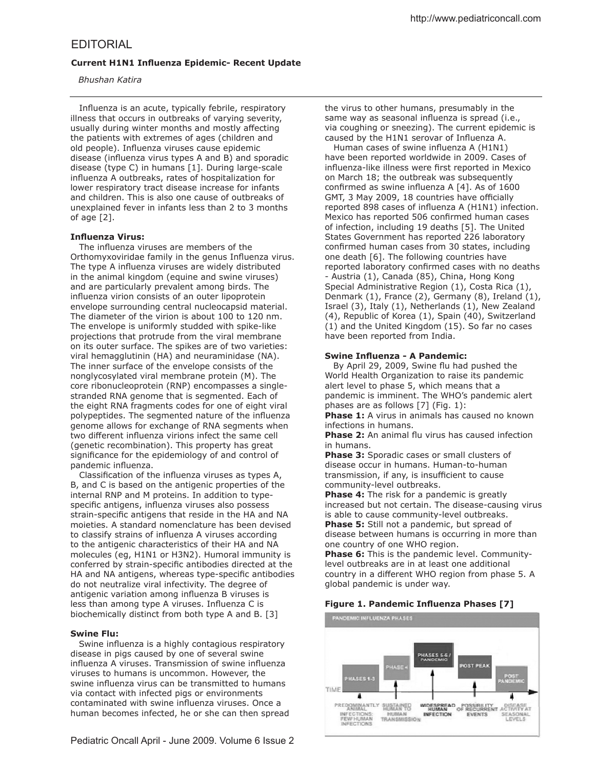# EDITORIAL

### Current H1N1 Influenza Epidemic- Recent Update

*Bhushan Katira*

Influenza is an acute, typically febrile, respiratory illness that occurs in outbreaks of varying severity, usually during winter months and mostly affecting the patients with extremes of ages (children and old people). Influenza viruses cause epidemic disease (influenza virus types A and B) and sporadic disease (type C) in humans [1]. During large-scale influenza A outbreaks, rates of hospitalization for lower respiratory tract disease increase for infants and children. This is also one cause of outbreaks of unexplained fever in infants less than 2 to 3 months of age [2].

**Influenza Virus:**

The influenza viruses are members of the Orthomyxoviridae family in the genus Influenza virus. The type A influenza viruses are widely distributed in the animal kingdom (equine and swine viruses) and are particularly prevalent among birds. The influenza virion consists of an outer lipoprotein envelope surrounding central nucleocapsid material. The diameter of the virion is about 100 to 120 nm. The envelope is uniformly studded with spike-like projections that protrude from the viral membrane on its outer surface. The spikes are of two varieties: viral hemagglutinin (HA) and neuraminidase (NA). The inner surface of the envelope consists of the nonglycosylated viral membrane protein (M). The core ribonucleoprotein (RNP) encompasses a single-stranded RNA genome that is segmented. Each of the eight RNA fragments codes for one of eight viral polypeptides. The segmented nature of the influenza genome allows for exchange of RNA segments when two different influenza virions infect the same cell (genetic recombination). This property has great significance for the epidemiology of and control of pandemic influenza.

Classification of the influenza viruses as types A, B, and C is based on the antigenic properties of the internal RNP and M proteins. In addition to type-specific antigens, influenza viruses also possess strain-specific antigens that reside in the HA and NA moieties. A standard nomenclature has been devised to classify strains of influenza A viruses according to the antigenic characteristics of their HA and NA molecules (eg, H1N1 or H3N2). Humoral immunity is conferred by strain-specific antibodies directed at the HA and NA antigens, whereas type-specific antibodies do not neutralize viral infectivity. The degree of antigenic variation among influenza B viruses is less than among type A viruses. Influenza C is biochemically distinct from both type A and B. [3]

**Swine Flu:**

Swine influenza is a highly contagious respiratory disease in pigs caused by one of several swine influenza A viruses. Transmission of swine influenza viruses to humans is uncommon. However, the swine influenza virus can be transmitted to humans via contact with infected pigs or environments contaminated with swine influenza viruses. Once a human becomes infected, he or she can then spread the virus to other humans, presumably in the same way as seasonal influenza is spread (i.e., via coughing or sneezing). The current epidemic is caused by the H1N1 serovar of Influenza A.

Human cases of swine influenza A (H1N1) have been reported worldwide in 2009. Cases of influenza-like illness were first reported in Mexico on March 18; the outbreak was subsequently confirmed as swine influenza A [4]. As of 1600 GMT, 3 May 2009, 18 countries have officially reported 898 cases of influenza A (H1N1) infection. Mexico has reported 506 confirmed human cases of infection, including 19 deaths [5]. The United States Government has reported 226 laboratory confirmed human cases from 30 states, including one death [6]. The following countries have reported laboratory confirmed cases with no deaths - Austria (1), Canada (85), China, Hong Kong Special Administrative Region (1), Costa Rica (1), Denmark (1), France (2), Germany (8), Ireland (1), Israel (3), Italy (1), Netherlands (1), New Zealand (4), Republic of Korea (1), Spain (40), Switzerland (1) and the United Kingdom (15). So far no cases have been reported from India.

**Swine Influenza - A Pandemic:**

By April 29, 2009, Swine flu had pushed the World Health Organization to raise its pandemic alert level to phase 5, which means that a pandemic is imminent. The WHO's pandemic alert phases are as follows [7] (Fig. 1):

**Phase 1:** A virus in animals has caused no known infections in humans.

**Phase 2:** An animal flu virus has caused infection in humans.

**Phase 3:** Sporadic cases or small clusters of disease occur in humans. Human-to-human transmission, if any, is insufficient to cause community-level outbreaks.

**Phase 4:** The risk for a pandemic is greatly increased but not certain. The disease-causing virus is able to cause community-level outbreaks.

**Phase 5:** Still not a pandemic, but spread of disease between humans is occurring in more than one country of one WHO region.

**Phase 6:** This is the pandemic level. Community-level outbreaks are in at least one additional country in a different WHO region from phase 5. A global pandemic is under way.

**Figure 1. Pandemic Influenza Phases [7]**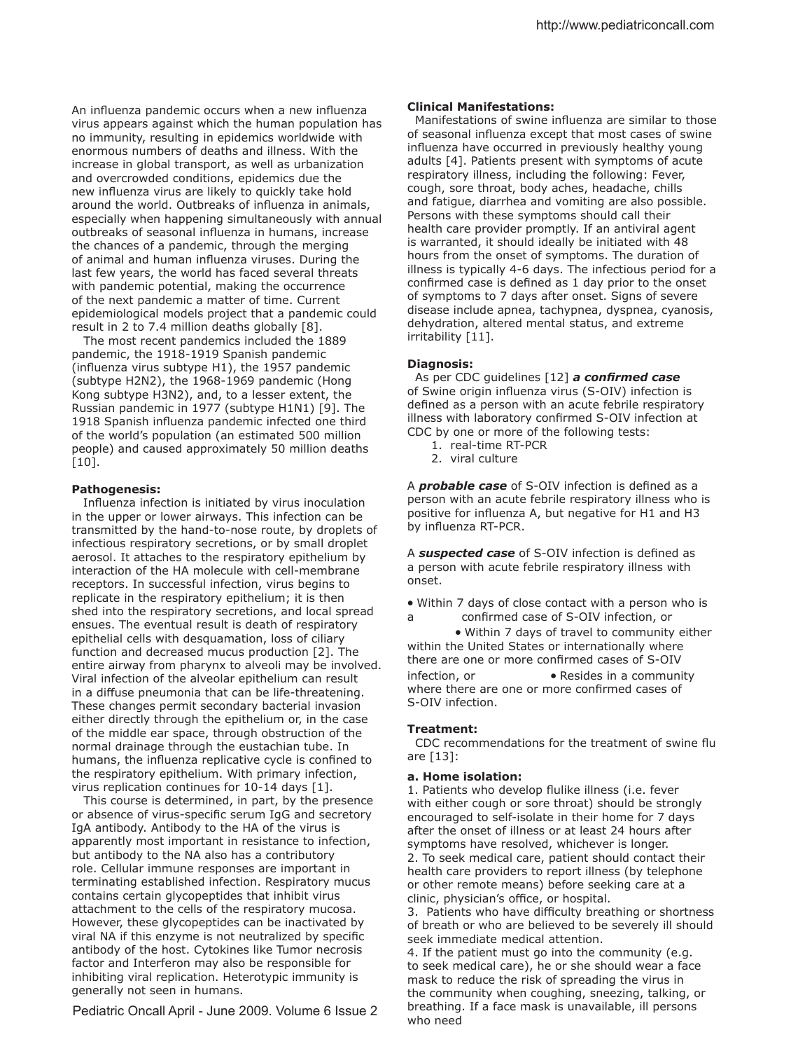An influenza pandemic occurs when a new influenza virus appears against which the human population has no immunity, resulting in epidemics worldwide with enormous numbers of deaths and illness. With the increase in global transport, as well as urbanization and overcrowded conditions, epidemics due the new influenza virus are likely to quickly take hold around the world. Outbreaks of influenza in animals, especially when happening simultaneously with annual outbreaks of seasonal influenza in humans, increase the chances of a pandemic, through the merging of animal and human influenza viruses. During the last few years, the world has faced several threats with pandemic potential, making the occurrence of the next pandemic a matter of time. Current epidemiological models project that a pandemic could result in 2 to 7.4 million deaths globally [8].

The most recent pandemics included the 1889 pandemic, the 1918-1919 Spanish pandemic (influenza virus subtype H1), the 1957 pandemic (subtype H2N2), the 1968-1969 pandemic (Hong Kong subtype H3N2), and, to a lesser extent, the Russian pandemic in 1977 (subtype H1N1) [9]. The 1918 Spanish influenza pandemic infected one third of the world's population (an estimated 500 million people) and caused approximately 50 million deaths [10].

**Pathogenesis:**

Influenza infection is initiated by virus inoculation in the upper or lower airways. This infection can be transmitted by the hand-to-nose route, by droplets of infectious respiratory secretions, or by small droplet aerosol. It attaches to the respiratory epithelium by interaction of the HA molecule with cell-membrane receptors. In successful infection, virus begins to replicate in the respiratory epithelium; it is then shed into the respiratory secretions, and local spread ensues. The eventual result is death of respiratory epithelial cells with desquamation, loss of ciliary function and decreased mucus production [2]. The entire airway from pharynx to alveoli may be involved. Viral infection of the alveolar epithelium can result in a diffuse pneumonia that can be life-threatening. These changes permit secondary bacterial invasion either directly through the epithelium or, in the case of the middle ear space, through obstruction of the normal drainage through the eustachian tube. In humans, the influenza replicative cycle is confined to the respiratory epithelium. With primary infection, virus replication continues for 10-14 days [1].

This course is determined, in part, by the presence or absence of virus-specific serum IgG and secretory IgA antibody. Antibody to the HA of the virus is apparently most important in resistance to infection, but antibody to the NA also has a contributory role. Cellular immune responses are important in terminating established infection. Respiratory mucus contains certain glycopeptides that inhibit virus attachment to the cells of the respiratory mucosa. However, these glycopeptides can be inactivated by viral NA if this enzyme is not neutralized by specific antibody of the host. Cytokines like Tumor necrosis factor and Interferon may also be responsible for inhibiting viral replication. Heterotypic immunity is generally not seen in humans.

**Clinical Manifestations:**

Manifestations of swine influenza are similar to those of seasonal influenza except that most cases of swine influenza have occurred in previously healthy young adults [4]. Patients present with symptoms of acute respiratory illness, including the following: Fever, cough, sore throat, body aches, headache, chills and fatigue, diarrhea and vomiting are also possible. Persons with these symptoms should call their health care provider promptly. If an antiviral agent is warranted, it should ideally be initiated with 48 hours from the onset of symptoms. The duration of illness is typically 4-6 days. The infectious period for a confirmed case is defined as 1 day prior to the onset of symptoms to 7 days after onset. Signs of severe disease include apnea, tachypnea, dyspnea, cyanosis, dehydration, altered mental status, and extreme irritability [11].

**Diagnosis:**

As per CDC guidelines [12] ***a confirmed case*** of Swine origin influenza virus (S-OIV) infection is defined as a person with an acute febrile respiratory illness with laboratory confirmed S-OIV infection at CDC by one or more of the following tests:

1. real-time RT-PCR
2. viral culture

A ***probable case*** of S-OIV infection is defined as a person with an acute febrile respiratory illness who is positive for influenza A, but negative for H1 and H3 by influenza RT-PCR.

A ***suspected case*** of S-OIV infection is defined as a person with acute febrile respiratory illness with onset.

- Within 7 days of close contact with a person who is a confirmed case of S-OIV infection, or
- Within 7 days of travel to community either within the United States or internationally where there are one or more confirmed cases of S-OIV infection, or
- Resides in a community where there are one or more confirmed cases of S-OIV infection.

**Treatment:**

CDC recommendations for the treatment of swine flu are [13]:

**a. Home isolation:**

1. Patients who develop flulike illness (i.e. fever with either cough or sore throat) should be strongly encouraged to self-isolate in their home for 7 days after the onset of illness or at least 24 hours after symptoms have resolved, whichever is longer.
2. To seek medical care, patient should contact their health care providers to report illness (by telephone or other remote means) before seeking care at a clinic, physician's office, or hospital.
3. Patients who have difficulty breathing or shortness of breath or who are believed to be severely ill should seek immediate medical attention.
4. If the patient must go into the community (e.g. to seek medical care), he or she should wear a face mask to reduce the risk of spreading the virus in the community when coughing, sneezing, talking, or breathing. If a face mask is unavailable, ill persons who need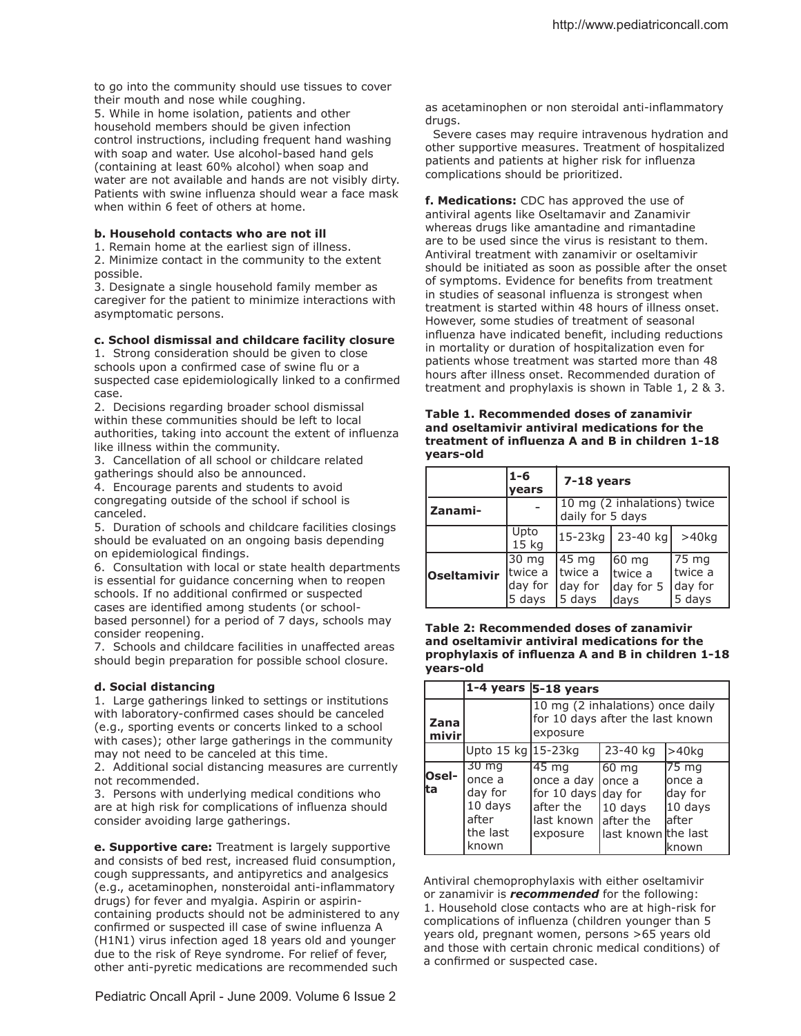to go into the community should use tissues to cover their mouth and nose while coughing.

5. While in home isolation, patients and other household members should be given infection control instructions, including frequent hand washing with soap and water. Use alcohol-based hand gels (containing at least 60% alcohol) when soap and water are not available and hands are not visibly dirty. Patients with swine influenza should wear a face mask when within 6 feet of others at home.

**b. Household contacts who are not ill**

1. Remain home at the earliest sign of illness.
2. Minimize contact in the community to the extent possible.
3. Designate a single household family member as caregiver for the patient to minimize interactions with asymptomatic persons.

**c. School dismissal and childcare facility closure**

1. Strong consideration should be given to close schools upon a confirmed case of swine flu or a suspected case epidemiologically linked to a confirmed case.
2. Decisions regarding broader school dismissal within these communities should be left to local authorities, taking into account the extent of influenza like illness within the community.
3. Cancellation of all school or childcare related gatherings should also be announced.
4. Encourage parents and students to avoid congregating outside of the school if school is canceled.
5. Duration of schools and childcare facilities closings should be evaluated on an ongoing basis depending on epidemiological findings.
6. Consultation with local or state health departments is essential for guidance concerning when to reopen schools. If no additional confirmed or suspected cases are identified among students (or school-based personnel) for a period of 7 days, schools may consider reopening.
7. Schools and childcare facilities in unaffected areas should begin preparation for possible school closure.

**d. Social distancing**

1. Large gatherings linked to settings or institutions with laboratory-confirmed cases should be canceled (e.g., sporting events or concerts linked to a school with cases); other large gatherings in the community may not need to be canceled at this time.
2. Additional social distancing measures are currently not recommended.
3. Persons with underlying medical conditions who are at high risk for complications of influenza should consider avoiding large gatherings.

**e. Supportive care:** Treatment is largely supportive and consists of bed rest, increased fluid consumption, cough suppressants, and antipyretics and analgesics (e.g., acetaminophen, nonsteroidal anti-inflammatory drugs) for fever and myalgia. Aspirin or aspirin-containing products should not be administered to any confirmed or suspected ill case of swine influenza A (H1N1) virus infection aged 18 years old and younger due to the risk of Reye syndrome. For relief of fever, other anti-pyretic medications are recommended such as acetaminophen or non steroidal anti-inflammatory drugs.

Severe cases may require intravenous hydration and other supportive measures. Treatment of hospitalized patients and patients at higher risk for influenza complications should be prioritized.

**f. Medications:** CDC has approved the use of antiviral agents like Oseltamavir and Zanamivir whereas drugs like amantadine and rimantadine are to be used since the virus is resistant to them. Antiviral treatment with zanamivir or oseltamivir should be initiated as soon as possible after the onset of symptoms. Evidence for benefits from treatment in studies of seasonal influenza is strongest when treatment is started within 48 hours of illness onset. However, some studies of treatment of seasonal influenza have indicated benefit, including reductions in mortality or duration of hospitalization even for patients whose treatment was started more than 48 hours after illness onset. Recommended duration of treatment and prophylaxis is shown in Table 1, 2 & 3.

**Table 1. Recommended doses of zanamivir and oseltamivir antiviral medications for the treatment of influenza A and B in children 1-18 years-old**

| | 1-6 years | 7-18 years | | |
|---|---|---|---|---|
| Zanami- | - | 10 mg (2 inhalations) twice daily for 5 days | | |
| | Upto 15 kg | 15-23kg | 23-40 kg | >40kg |
| Oseltamivir | 30 mg twice a day for 5 days | 45 mg twice a day for 5 days | 60 mg twice a day for 5 days | 75 mg twice a day for 5 days |

**Table 2: Recommended doses of zanamivir and oseltamivir antiviral medications for the prophylaxis of influenza A and B in children 1-18 years-old**

| | 1-4 years | 5-18 years | | |
|---|---|---|---|---|
| Zana mivir | | 10 mg (2 inhalations) once daily for 10 days after the last known exposure | | |
| | Upto 15 kg | 15-23kg | 23-40 kg | >40kg |
| Osel-ta | 30 mg once a day for 10 days after the last known | 45 mg once a day for 10 days after the last known exposure | 60 mg once a day for 10 days after the last known | 75 mg once a day for 10 days after the last known |

Antiviral chemoprophylaxis with either oseltamivir or zanamivir is ***recommended*** for the following:

1. Household close contacts who are at high-risk for complications of influenza (children younger than 5 years old, pregnant women, persons >65 years old and those with certain chronic medical conditions) of a confirmed or suspected case.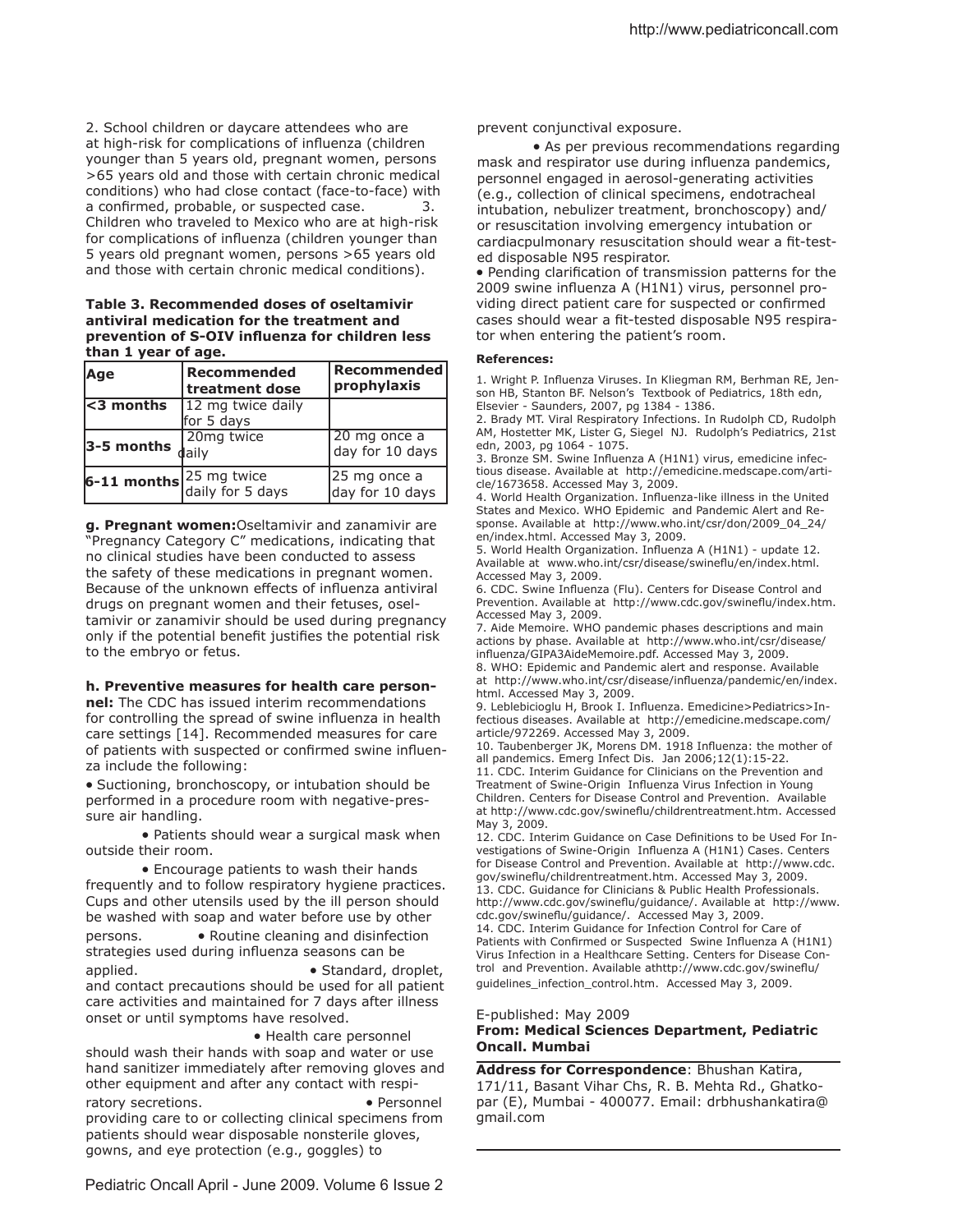2. School children or daycare attendees who are at high-risk for complications of influenza (children younger than 5 years old, pregnant women, persons >65 years old and those with certain chronic medical conditions) who had close contact (face-to-face) with a confirmed, probable, or suspected case.

3. Children who traveled to Mexico who are at high-risk for complications of influenza (children younger than 5 years old pregnant women, persons >65 years old and those with certain chronic medical conditions).

**Table 3. Recommended doses of oseltamivir antiviral medication for the treatment and prevention of S-OIV influenza for children less than 1 year of age.**

| Age | Recommended treatment dose | Recommended prophylaxis |
|---|---|---|
| <3 months | 12 mg twice daily for 5 days | |
| 3-5 months | 20mg twice daily | 20 mg once a day for 10 days |
| 6-11 months | 25 mg twice daily for 5 days | 25 mg once a day for 10 days |

**g. Pregnant women:** Oseltamivir and zanamivir are "Pregnancy Category C" medications, indicating that no clinical studies have been conducted to assess the safety of these medications in pregnant women. Because of the unknown effects of influenza antiviral drugs on pregnant women and their fetuses, oseltamivir or zanamivir should be used during pregnancy only if the potential benefit justifies the potential risk to the embryo or fetus.

**h. Preventive measures for health care personnel:** The CDC has issued interim recommendations for controlling the spread of swine influenza in health care settings [14]. Recommended measures for care of patients with suspected or confirmed swine influenza include the following:

- Suctioning, bronchoscopy, or intubation should be performed in a procedure room with negative-pressure air handling.
- Patients should wear a surgical mask when outside their room.
- Encourage patients to wash their hands frequently and to follow respiratory hygiene practices. Cups and other utensils used by the ill person should be washed with soap and water before use by other persons.
- Routine cleaning and disinfection strategies used during influenza seasons can be applied.
- Standard, droplet, and contact precautions should be used for all patient care activities and maintained for 7 days after illness onset or until symptoms have resolved.
- Health care personnel should wash their hands with soap and water or use hand sanitizer immediately after removing gloves and other equipment and after any contact with respiratory secretions.
- Personnel providing care to or collecting clinical specimens from patients should wear disposable nonsterile gloves, gowns, and eye protection (e.g., goggles) to prevent conjunctival exposure.
- As per previous recommendations regarding mask and respirator use during influenza pandemics, personnel engaged in aerosol-generating activities (e.g., collection of clinical specimens, endotracheal intubation, nebulizer treatment, bronchoscopy) and/or resuscitation involving emergency intubation or cardiacpulmonary resuscitation should wear a fit-tested disposable N95 respirator.
- Pending clarification of transmission patterns for the 2009 swine influenza A (H1N1) virus, personnel providing direct patient care for suspected or confirmed cases should wear a fit-tested disposable N95 respirator when entering the patient's room.

**References:**

1. Wright P. Influenza Viruses. In Kliegman RM, Berhman RE, Jenson HB, Stanton BF. Nelson's Textbook of Pediatrics, 18th edn, Elsevier - Saunders, 2007, pg 1384 - 1386.
2. Brady MT. Viral Respiratory Infections. In Rudolph CD, Rudolph AM, Hostetter MK, Lister G, Siegel NJ. Rudolph's Pediatrics, 21st edn, 2003, pg 1064 - 1075.
3. Bronze SM. Swine Influenza A (H1N1) virus, emedicine infectious disease. Available at http://emedicine.medscape.com/article/1673658. Accessed May 3, 2009.
4. World Health Organization. Influenza-like illness in the United States and Mexico. WHO Epidemic and Pandemic Alert and Response. Available at http://www.who.int/csr/don/2009_04_24/en/index.html. Accessed May 3, 2009.
5. World Health Organization. Influenza A (H1N1) - update 12. Available at www.who.int/csr/disease/swineflu/en/index.html. Accessed May 3, 2009.
6. CDC. Swine Influenza (Flu). Centers for Disease Control and Prevention. Available at http://www.cdc.gov/swineflu/index.htm. Accessed May 3, 2009.
7. Aide Memoire. WHO pandemic phases descriptions and main actions by phase. Available at http://www.who.int/csr/disease/influenza/GIPA3AideMemoire.pdf. Accessed May 3, 2009.
8. WHO: Epidemic and Pandemic alert and response. Available at http://www.who.int/csr/disease/influenza/pandemic/en/index.html. Accessed May 3, 2009.
9. Leblebicioglu H, Brook I. Influenza. Emedicine>Pediatrics>Infectious diseases. Available at http://emedicine.medscape.com/article/972269. Accessed May 3, 2009.
10. Taubenberger JK, Morens DM. 1918 Influenza: the mother of all pandemics. Emerg Infect Dis. Jan 2006;12(1):15-22.
11. CDC. Interim Guidance for Clinicians on the Prevention and Treatment of Swine-Origin Influenza Virus Infection in Young Children. Centers for Disease Control and Prevention. Available at http://www.cdc.gov/swineflu/childrentreatment.htm. Accessed May 3, 2009.
12. CDC. Interim Guidance on Case Definitions to be Used For Investigations of Swine-Origin Influenza A (H1N1) Cases. Centers for Disease Control and Prevention. Available at http://www.cdc.gov/swineflu/childrentreatment.htm. Accessed May 3, 2009.
13. CDC. Guidance for Clinicians & Public Health Professionals. http://www.cdc.gov/swineflu/guidance/. Available at http://www.cdc.gov/swineflu/guidance/. Accessed May 3, 2009.
14. CDC. Interim Guidance for Infection Control for Care of Patients with Confirmed or Suspected Swine Influenza A (H1N1) Virus Infection in a Healthcare Setting. Centers for Disease Control and Prevention. Available athttp://www.cdc.gov/swineflu/guidelines_infection_control.htm. Accessed May 3, 2009.

E-published: May 2009

**From: Medical Sciences Department, Pediatric Oncall. Mumbai**

**Address for Correspondence**: Bhushan Katira, 171/11, Basant Vihar Chs, R. B. Mehta Rd., Ghatkopar (E), Mumbai - 400077. Email: drbhushankatira@gmail.com